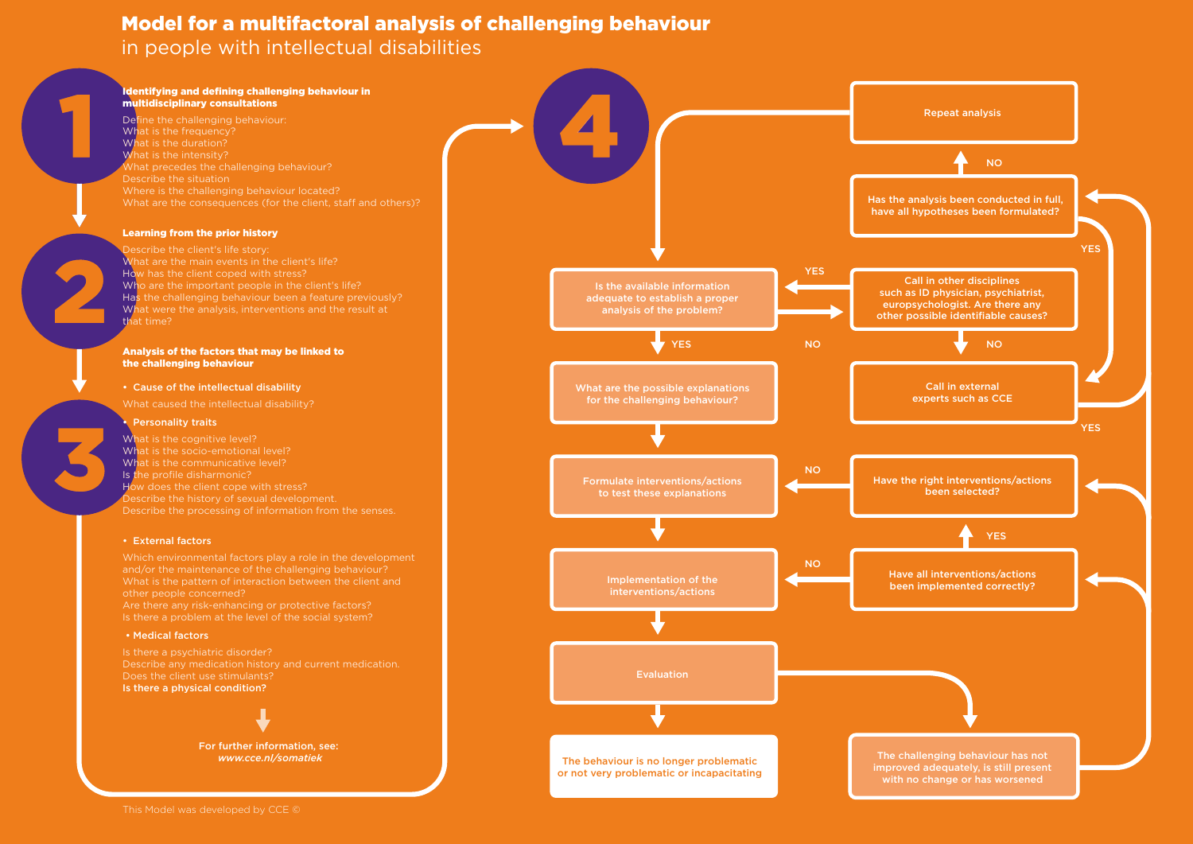# Model for a multifactoral analysis of challenging behaviour

## in people with intellectual disabilities

### 1 Identifying and defining challenging behaviour in multidisciplinary consultations

Define the challenging behaviour:
What is the frequency?
What is the duration?
What is the intensity?
What precedes the challenging behaviour?
Describe the situation
Where is the challenging behaviour located?
What are the consequences (for the client, staff and others)?

### 2 Learning from the prior history

Describe the client's life story:
What are the main events in the client's life?
How has the client coped with stress?
Who are the important people in the client's life?
Has the challenging behaviour been a feature previously?
What were the analysis, interventions and the result at that time?

### 3 Analysis of the factors that may be linked to the challenging behaviour

- **Cause of the intellectual disability**

What caused the intellectual disability?

- **Personality traits**

What is the cognitive level?
What is the socio-emotional level?
What is the communicative level?
Is the profile disharmonic?
How does the client cope with stress?
Describe the history of sexual development.
Describe the processing of information from the senses.

- **External factors**

Which environmental factors play a role in the development and/or the maintenance of the challenging behaviour?
What is the pattern of interaction between the client and other people concerned?
Are there any risk-enhancing or protective factors?
Is there a problem at the level of the social system?

- **Medical factors**

Is there a psychiatric disorder?
Describe any medication history and current medication.
Does the client use stimulants?
**Is there a physical condition?**

**For further information, see:** *www.cce.nl/somatiek*

### 4

- Is the available information adequate to establish a proper analysis of the problem?
  - YES → What are the possible explanations for the challenging behaviour?
  - NO → Call in other disciplines such as ID physician, psychiatrist, europsychologist. Are there any other possible identifiable causes?
    - YES → Is the available information adequate to establish a proper analysis of the problem?
    - NO → Call in external experts such as CCE
      - YES → Has the analysis been conducted in full, have all hypotheses been formulated?
        - YES → Call in external experts such as CCE
        - NO → Repeat analysis → Is the available information adequate to establish a proper analysis of the problem?
- What are the possible explanations for the challenging behaviour? → Formulate interventions/actions to test these explanations
- Formulate interventions/actions to test these explanations → Implementation of the interventions/actions
- Implementation of the interventions/actions → Evaluation
- Evaluation →
  - The behaviour is no longer problematic or not very problematic or incapacitating
  - The challenging behaviour has not improved adequately, is still present with no change or has worsened → Have all interventions/actions been implemented correctly? / Have the right interventions/actions been selected? / Has the analysis been conducted in full, have all hypotheses been formulated?
- Have all interventions/actions been implemented correctly?
  - NO → Implementation of the interventions/actions
  - YES → Have the right interventions/actions been selected?
    - NO → Formulate interventions/actions to test these explanations

This Model was developed by CCE ©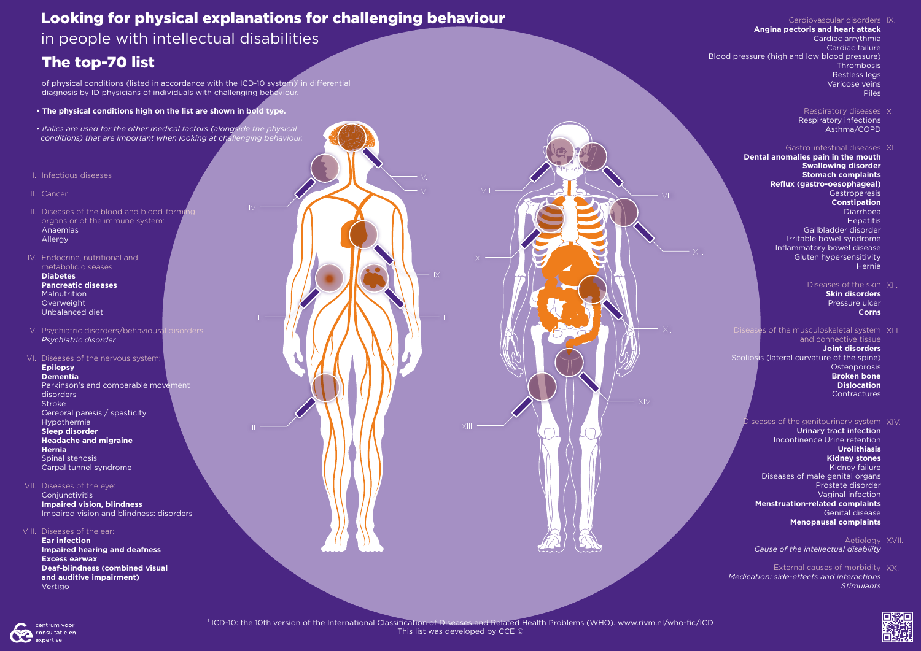# Looking for physical explanations for challenging behaviour

## in people with intellectual disabilities

## The top-70 list

of physical conditions (listed in accordance with the ICD-10 system)[1] in differential diagnosis by ID physicians of individuals with challenging behaviour.

- **The physical conditions high on the list are shown in bold type.**
- *Italics are used for the other medical factors (alongside the physical conditions) that are important when looking at challenging behaviour.*

I. Infectious diseases

II. Cancer

III. Diseases of the blood and blood-forming organs or of the immune system:
- Anaemias
- Allergy

IV. Endocrine, nutritional and metabolic diseases
- **Diabetes**
- **Pancreatic diseases**
- Malnutrition
- Overweight
- Unbalanced diet

V. Psychiatric disorders/behavioural disorders:
- *Psychiatric disorder*

VI. Diseases of the nervous system:
- **Epilepsy**
- **Dementia**
- Parkinson's and comparable movement disorders
- Stroke
- Cerebral paresis / spasticity
- Hypothermia
- **Sleep disorder**
- **Headache and migraine**
- **Hernia**
- Spinal stenosis
- Carpal tunnel syndrome

VII. Diseases of the eye:
- Conjunctivitis
- **Impaired vision, blindness**
- Impaired vision and blindness: disorders

VIII. Diseases of the ear:
- **Ear infection**
- **Impaired hearing and deafness**
- **Excess earwax**
- **Deaf-blindness (combined visual and auditive impairment)**
- Vertigo

IX. Cardiovascular disorders
- **Angina pectoris and heart attack**
- Cardiac arrythmia
- Cardiac failure
- Blood pressure (high and low blood pressure)
- Thrombosis
- Restless legs
- Varicose veins
- Piles

X. Respiratory diseases
- Respiratory infections
- Asthma/COPD

XI. Gastro-intestinal diseases
- **Dental anomalies pain in the mouth**
- **Swallowing disorder**
- **Stomach complaints**
- **Reflux (gastro-oesophageal)**
- Gastroparesis
- **Constipation**
- Diarrhoea
- Hepatitis
- Gallbladder disorder
- Irritable bowel syndrome
- Inflammatory bowel disease
- Gluten hypersensitivity
- Hernia

XII. Diseases of the skin
- **Skin disorders**
- Pressure ulcer
- **Corns**

XIII. Diseases of the musculoskeletal system and connective tissue
- **Joint disorders**
- Scoliosis (lateral curvature of the spine)
- Osteoporosis
- **Broken bone**
- **Dislocation**
- Contractures

XIV. Diseases of the genitourinary system
- **Urinary tract infection**
- Incontinence Urine retention
- **Urolithiasis**
- **Kidney stones**
- Kidney failure
- Diseases of male genital organs
- Prostate disorder
- Vaginal infection
- **Menstruation-related complaints**
- Genital disease
- **Menopausal complaints**

XVII. Aetiology
- *Cause of the intellectual disability*

XX. External causes of morbidity
- *Medication: side-effects and interactions*
- *Stimulants*

[1] ICD-10: the 10th version of the International Classification of Diseases and Related Health Problems (WHO). www.rivm.nl/who-fic/ICD

This list was developed by CCE ©

centrum voor consultatie en expertise